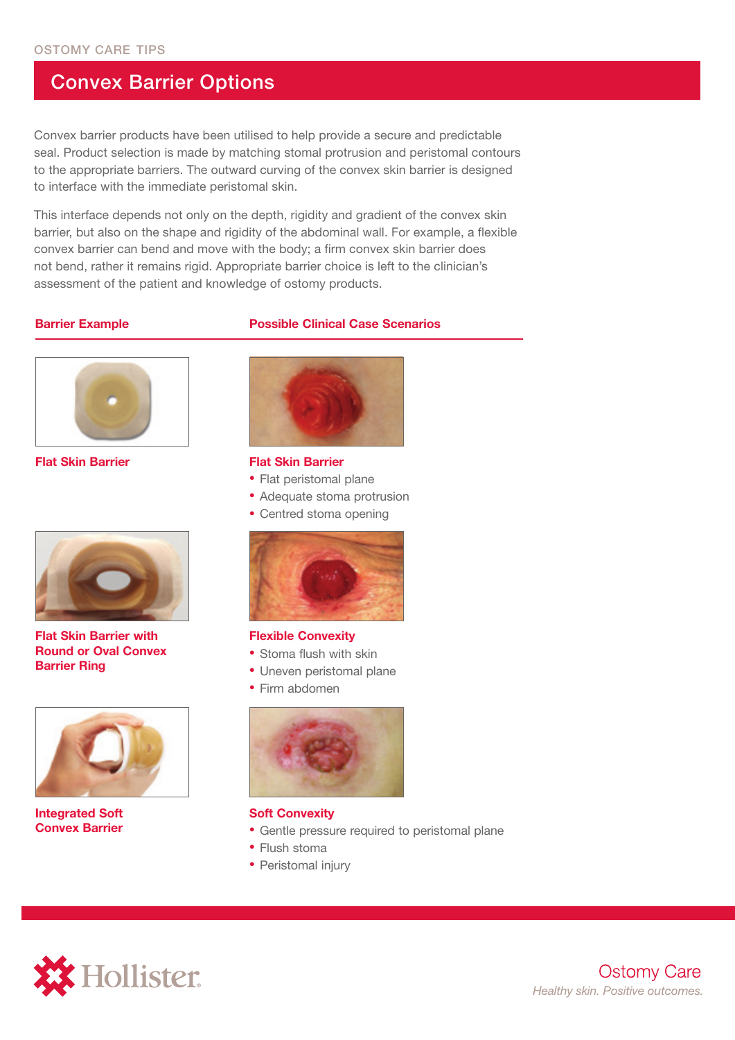OSTOMY CARE TIPS

# Convex Barrier Options

Convex barrier products have been utilised to help provide a secure and predictable seal. Product selection is made by matching stomal protrusion and peristomal contours to the appropriate barriers. The outward curving of the convex skin barrier is designed to interface with the immediate peristomal skin.

This interface depends not only on the depth, rigidity and gradient of the convex skin barrier, but also on the shape and rigidity of the abdominal wall. For example, a flexible convex barrier can bend and move with the body; a firm convex skin barrier does not bend, rather it remains rigid. Appropriate barrier choice is left to the clinician's assessment of the patient and knowledge of ostomy products.

| Barrier Example | Possible Clinical Case Scenarios |
| --- | --- |
| **Flat Skin Barrier** | **Flat Skin Barrier**<br>• Flat peristomal plane<br>• Adequate stoma protrusion<br>• Centred stoma opening |
| **Flat Skin Barrier with Round or Oval Convex Barrier Ring** | **Flexible Convexity**<br>• Stoma flush with skin<br>• Uneven peristomal plane<br>• Firm abdomen |
| **Integrated Soft Convex Barrier** | **Soft Convexity**<br>• Gentle pressure required to peristomal plane<br>• Flush stoma<br>• Peristomal injury |

Hollister

Ostomy Care

*Healthy skin. Positive outcomes.*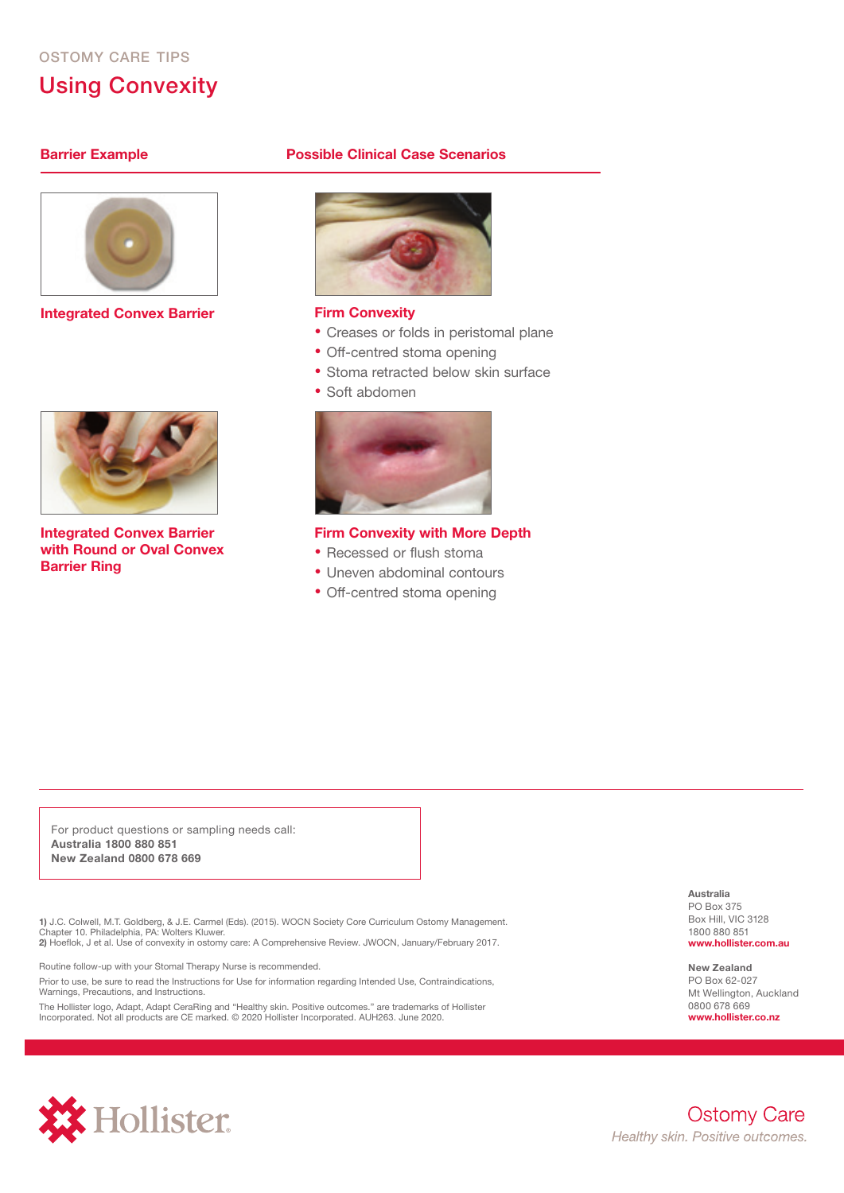OSTOMY CARE TIPS

# Using Convexity

| Barrier Example | Possible Clinical Case Scenarios |
| --- | --- |
| **Integrated Convex Barrier** | **Firm Convexity**<br>• Creases or folds in peristomal plane<br>• Off-centred stoma opening<br>• Stoma retracted below skin surface<br>• Soft abdomen |
| **Integrated Convex Barrier with Round or Oval Convex Barrier Ring** | **Firm Convexity with More Depth**<br>• Recessed or flush stoma<br>• Uneven abdominal contours<br>• Off-centred stoma opening |

For product questions or sampling needs call:
**Australia 1800 880 851**
**New Zealand 0800 678 669**

**1)** J.C. Colwell, M.T. Goldberg, & J.E. Carmel (Eds). (2015). WOCN Society Core Curriculum Ostomy Management. Chapter 10. Philadelphia, PA: Wolters Kluwer.
**2)** Hoeflok, J et al. Use of convexity in ostomy care: A Comprehensive Review. JWOCN, January/February 2017.

Routine follow-up with your Stomal Therapy Nurse is recommended.

Prior to use, be sure to read the Instructions for Use for information regarding Intended Use, Contraindications, Warnings, Precautions, and Instructions.

The Hollister logo, Adapt, Adapt CeraRing and "Healthy skin. Positive outcomes." are trademarks of Hollister Incorporated. Not all products are CE marked. © 2020 Hollister Incorporated. AUH263. June 2020.

**Australia**
PO Box 375
Box Hill, VIC 3128
1800 880 851
www.hollister.com.au

**New Zealand**
PO Box 62-027
Mt Wellington, Auckland
0800 678 669
www.hollister.co.nz

Hollister

Ostomy Care
*Healthy skin. Positive outcomes.*